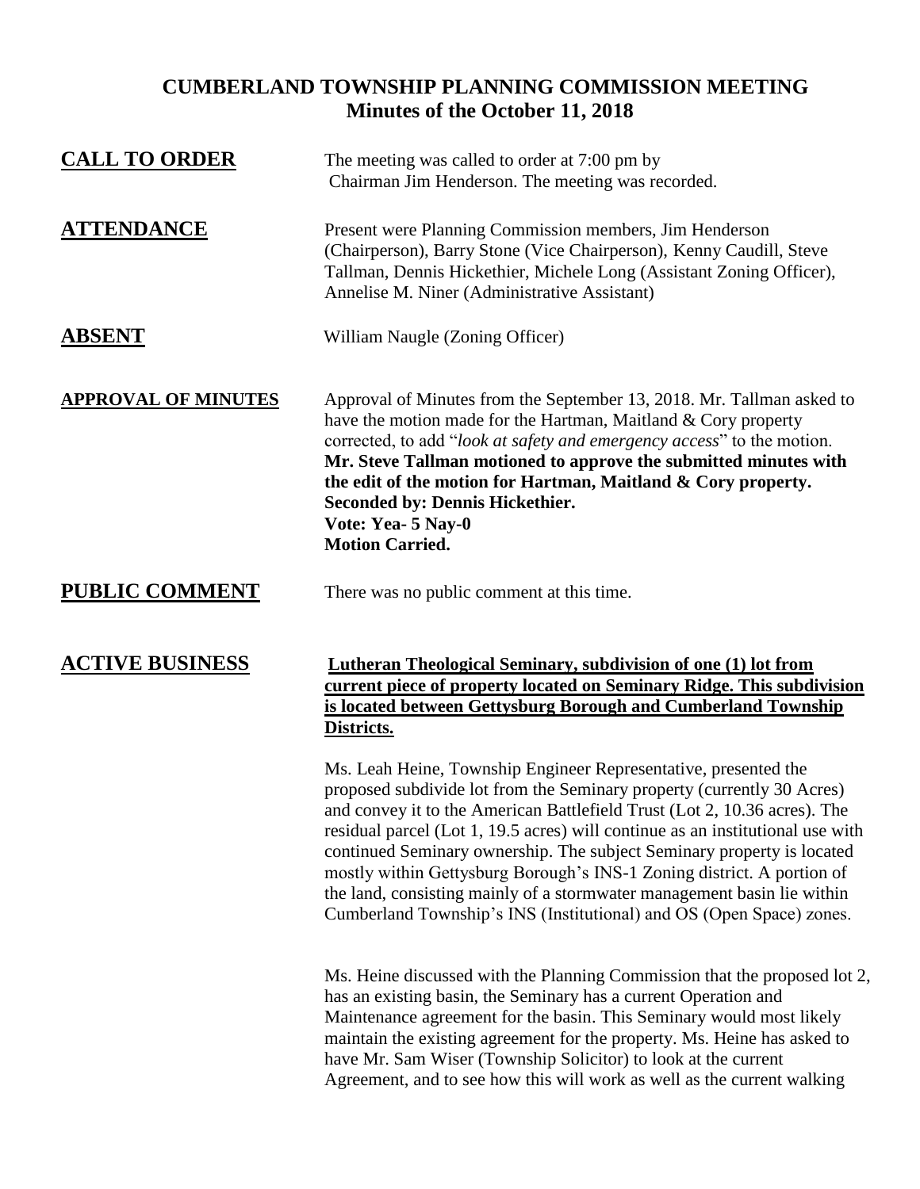# CUMBERLAND TOWNSHIP PLANNING COMMISSION MEETING
## Minutes of the October 11, 2018

**CALL TO ORDER**

The meeting was called to order at 7:00 pm by Chairman Jim Henderson. The meeting was recorded.

**ATTENDANCE**

Present were Planning Commission members, Jim Henderson (Chairperson), Barry Stone (Vice Chairperson), Kenny Caudill, Steve Tallman, Dennis Hickethier, Michele Long (Assistant Zoning Officer), Annelise M. Niner (Administrative Assistant)

**ABSENT**

William Naugle (Zoning Officer)

**APPROVAL OF MINUTES**

Approval of Minutes from the September 13, 2018. Mr. Tallman asked to have the motion made for the Hartman, Maitland & Cory property corrected, to add "*look at safety and emergency access*" to the motion.
**Mr. Steve Tallman motioned to approve the submitted minutes with the edit of the motion for Hartman, Maitland & Cory property.**
**Seconded by: Dennis Hickethier.**
**Vote: Yea- 5 Nay-0**
**Motion Carried.**

**PUBLIC COMMENT**

There was no public comment at this time.

**ACTIVE BUSINESS**

**Lutheran Theological Seminary, subdivision of one (1) lot from current piece of property located on Seminary Ridge. This subdivision is located between Gettysburg Borough and Cumberland Township Districts.**

Ms. Leah Heine, Township Engineer Representative, presented the proposed subdivide lot from the Seminary property (currently 30 Acres) and convey it to the American Battlefield Trust (Lot 2, 10.36 acres). The residual parcel (Lot 1, 19.5 acres) will continue as an institutional use with continued Seminary ownership. The subject Seminary property is located mostly within Gettysburg Borough's INS-1 Zoning district. A portion of the land, consisting mainly of a stormwater management basin lie within Cumberland Township's INS (Institutional) and OS (Open Space) zones.

Ms. Heine discussed with the Planning Commission that the proposed lot 2, has an existing basin, the Seminary has a current Operation and Maintenance agreement for the basin. This Seminary would most likely maintain the existing agreement for the property. Ms. Heine has asked to have Mr. Sam Wiser (Township Solicitor) to look at the current Agreement, and to see how this will work as well as the current walking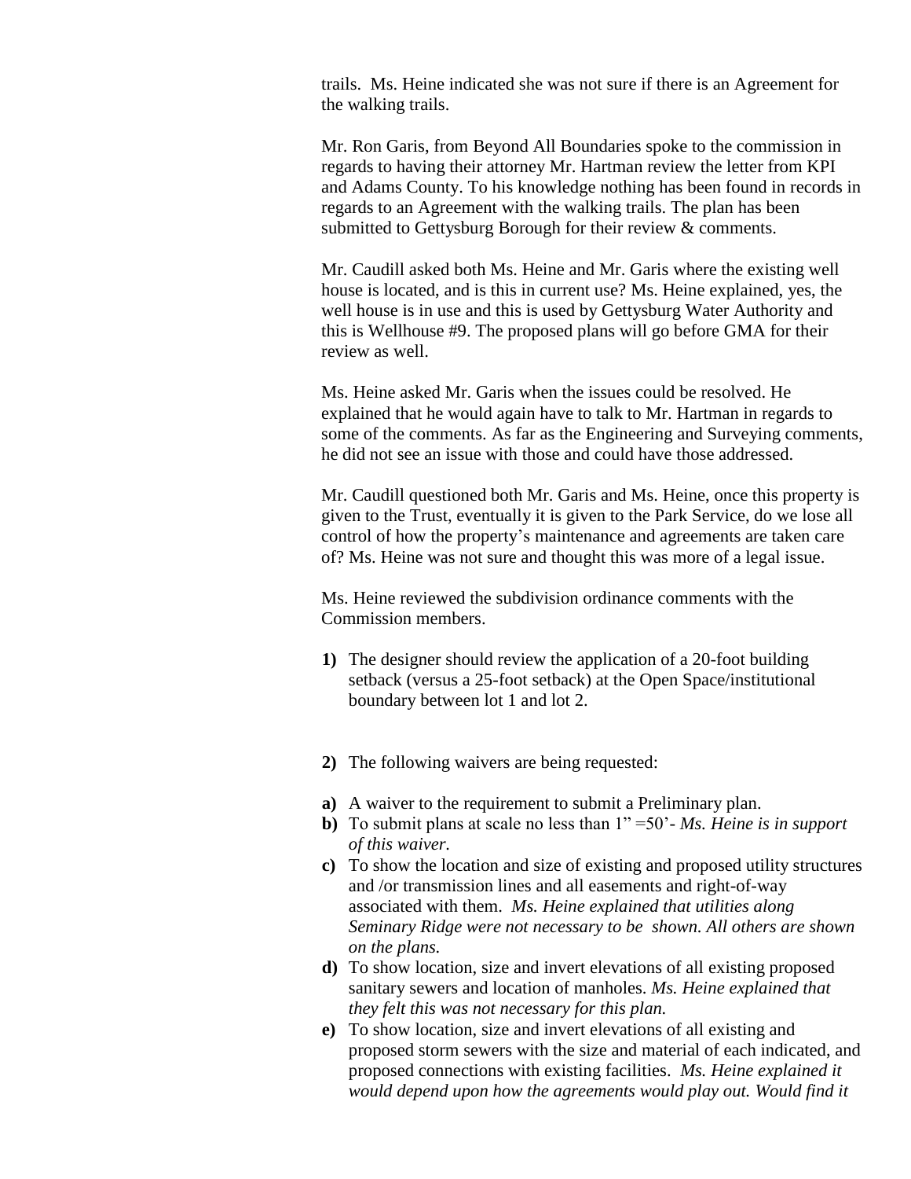trails. Ms. Heine indicated she was not sure if there is an Agreement for the walking trails.

Mr. Ron Garis, from Beyond All Boundaries spoke to the commission in regards to having their attorney Mr. Hartman review the letter from KPI and Adams County. To his knowledge nothing has been found in records in regards to an Agreement with the walking trails. The plan has been submitted to Gettysburg Borough for their review & comments.

Mr. Caudill asked both Ms. Heine and Mr. Garis where the existing well house is located, and is this in current use? Ms. Heine explained, yes, the well house is in use and this is used by Gettysburg Water Authority and this is Wellhouse #9. The proposed plans will go before GMA for their review as well.

Ms. Heine asked Mr. Garis when the issues could be resolved. He explained that he would again have to talk to Mr. Hartman in regards to some of the comments. As far as the Engineering and Surveying comments, he did not see an issue with those and could have those addressed.

Mr. Caudill questioned both Mr. Garis and Ms. Heine, once this property is given to the Trust, eventually it is given to the Park Service, do we lose all control of how the property's maintenance and agreements are taken care of? Ms. Heine was not sure and thought this was more of a legal issue.

Ms. Heine reviewed the subdivision ordinance comments with the Commission members.

**1)** The designer should review the application of a 20-foot building setback (versus a 25-foot setback) at the Open Space/institutional boundary between lot 1 and lot 2.

**2)** The following waivers are being requested:

**a)** A waiver to the requirement to submit a Preliminary plan.

**b)** To submit plans at scale no less than 1" =50'- *Ms. Heine is in support of this waiver.*

**c)** To show the location and size of existing and proposed utility structures and /or transmission lines and all easements and right-of-way associated with them. *Ms. Heine explained that utilities along Seminary Ridge were not necessary to be shown. All others are shown on the plans.*

**d)** To show location, size and invert elevations of all existing proposed sanitary sewers and location of manholes. *Ms. Heine explained that they felt this was not necessary for this plan.*

**e)** To show location, size and invert elevations of all existing and proposed storm sewers with the size and material of each indicated, and proposed connections with existing facilities. *Ms. Heine explained it would depend upon how the agreements would play out. Would find it*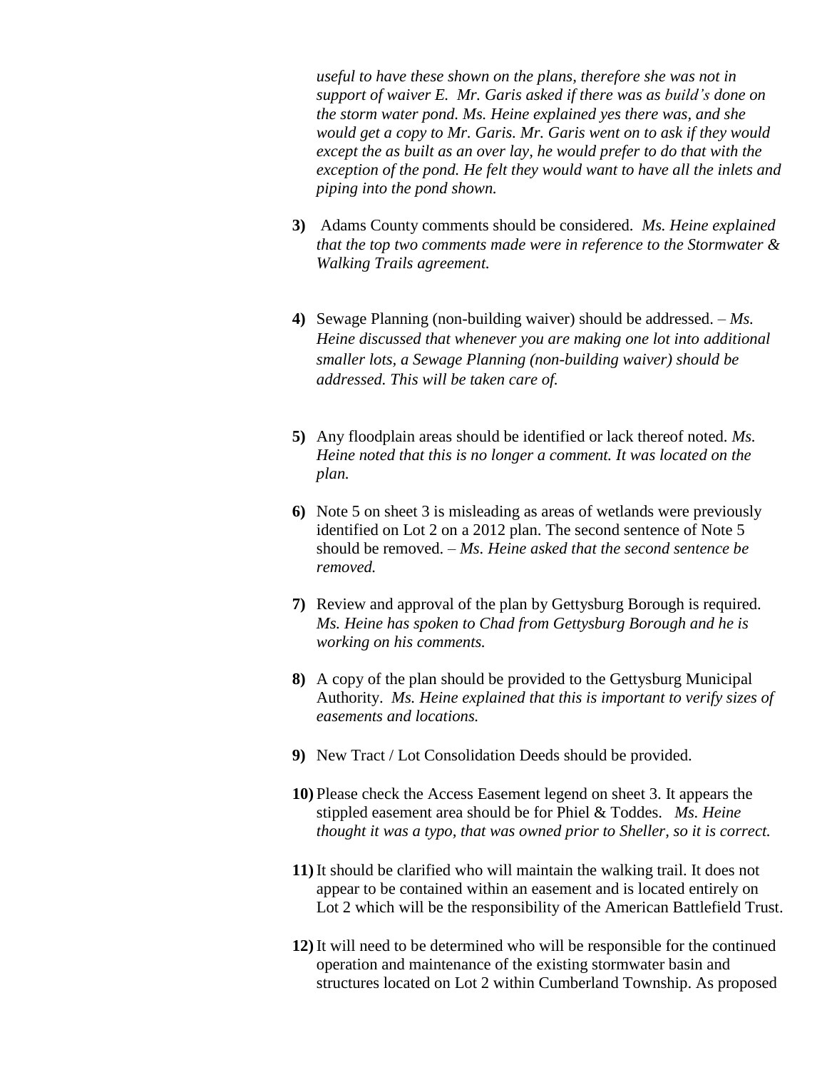*useful to have these shown on the plans, therefore she was not in support of waiver E. Mr. Garis asked if there was as build's done on the storm water pond. Ms. Heine explained yes there was, and she would get a copy to Mr. Garis. Mr. Garis went on to ask if they would except the as built as an over lay, he would prefer to do that with the exception of the pond. He felt they would want to have all the inlets and piping into the pond shown.*

**3)** Adams County comments should be considered. *Ms. Heine explained that the top two comments made were in reference to the Stormwater & Walking Trails agreement.*

**4)** Sewage Planning (non-building waiver) should be addressed. – *Ms. Heine discussed that whenever you are making one lot into additional smaller lots, a Sewage Planning (non-building waiver) should be addressed. This will be taken care of.*

**5)** Any floodplain areas should be identified or lack thereof noted. *Ms. Heine noted that this is no longer a comment. It was located on the plan.*

**6)** Note 5 on sheet 3 is misleading as areas of wetlands were previously identified on Lot 2 on a 2012 plan. The second sentence of Note 5 should be removed. – *Ms. Heine asked that the second sentence be removed.*

**7)** Review and approval of the plan by Gettysburg Borough is required. *Ms. Heine has spoken to Chad from Gettysburg Borough and he is working on his comments.*

**8)** A copy of the plan should be provided to the Gettysburg Municipal Authority. *Ms. Heine explained that this is important to verify sizes of easements and locations.*

**9)** New Tract / Lot Consolidation Deeds should be provided.

**10)** Please check the Access Easement legend on sheet 3. It appears the stippled easement area should be for Phiel & Toddes. *Ms. Heine thought it was a typo, that was owned prior to Sheller, so it is correct.*

**11)** It should be clarified who will maintain the walking trail. It does not appear to be contained within an easement and is located entirely on Lot 2 which will be the responsibility of the American Battlefield Trust.

**12)** It will need to be determined who will be responsible for the continued operation and maintenance of the existing stormwater basin and structures located on Lot 2 within Cumberland Township. As proposed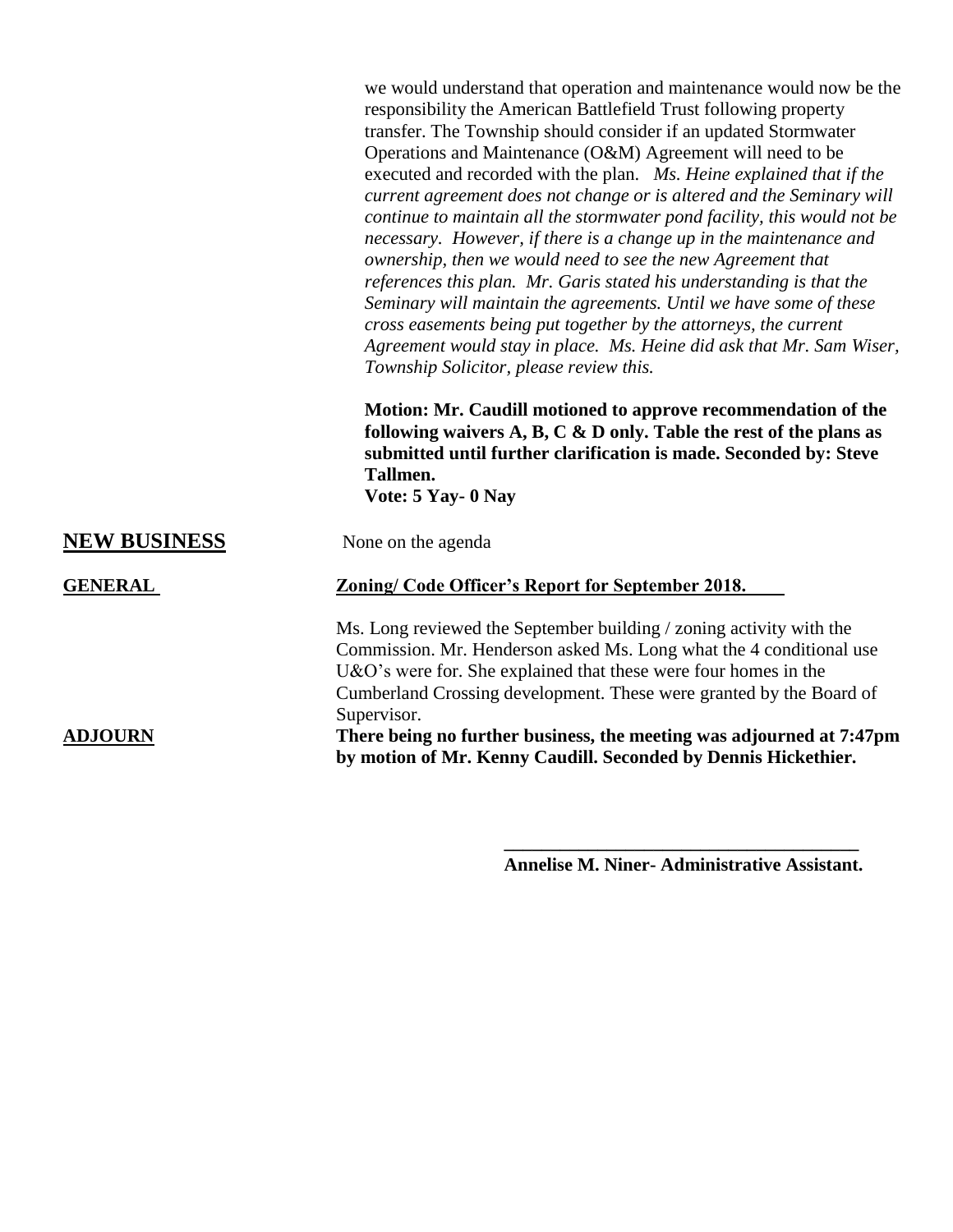we would understand that operation and maintenance would now be the responsibility the American Battlefield Trust following property transfer. The Township should consider if an updated Stormwater Operations and Maintenance (O&M) Agreement will need to be executed and recorded with the plan. *Ms. Heine explained that if the current agreement does not change or is altered and the Seminary will continue to maintain all the stormwater pond facility, this would not be necessary. However, if there is a change up in the maintenance and ownership, then we would need to see the new Agreement that references this plan. Mr. Garis stated his understanding is that the Seminary will maintain the agreements. Until we have some of these cross easements being put together by the attorneys, the current Agreement would stay in place. Ms. Heine did ask that Mr. Sam Wiser, Township Solicitor, please review this.*

**Motion: Mr. Caudill motioned to approve recommendation of the following waivers A, B, C & D only. Table the rest of the plans as submitted until further clarification is made. Seconded by: Steve Tallmen.**
**Vote: 5 Yay- 0 Nay**

## NEW BUSINESS

None on the agenda

**GENERAL**

**Zoning/ Code Officer's Report for September 2018.**

Ms. Long reviewed the September building / zoning activity with the Commission. Mr. Henderson asked Ms. Long what the 4 conditional use U&O's were for. She explained that these were four homes in the Cumberland Crossing development. These were granted by the Board of Supervisor.

**ADJOURN**

**There being no further business, the meeting was adjourned at 7:47pm by motion of Mr. Kenny Caudill. Seconded by Dennis Hickethier.**

\_\_\_\_\_\_\_\_\_\_\_\_\_\_\_\_\_\_\_\_\_\_\_\_\_\_\_\_\_\_\_\_\_\_\_\_\_\_

**Annelise M. Niner- Administrative Assistant.**